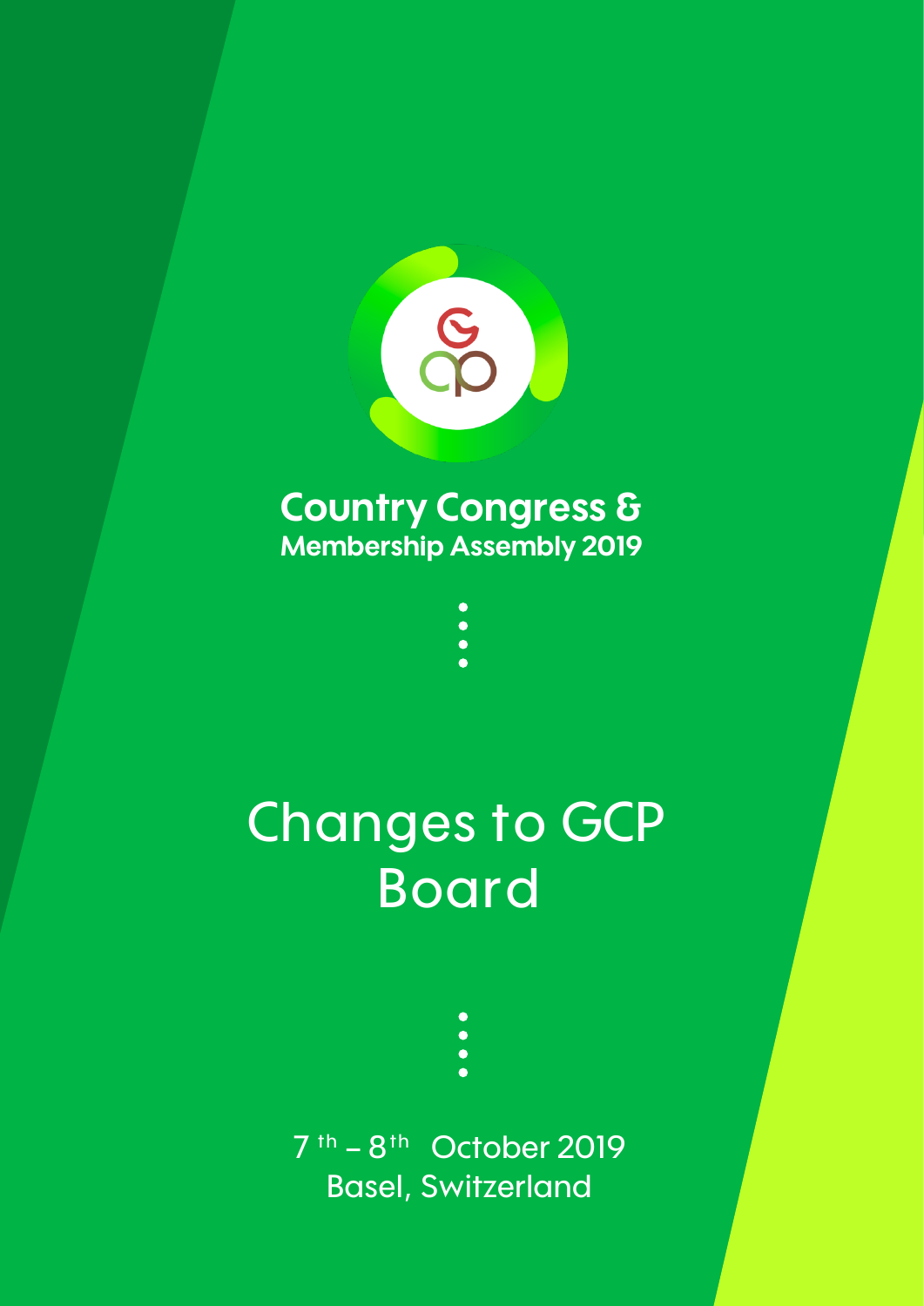**Country Congress &**
**Membership Assembly 2019**

# Changes to GCP Board

7 th – 8 th October 2019
Basel, Switzerland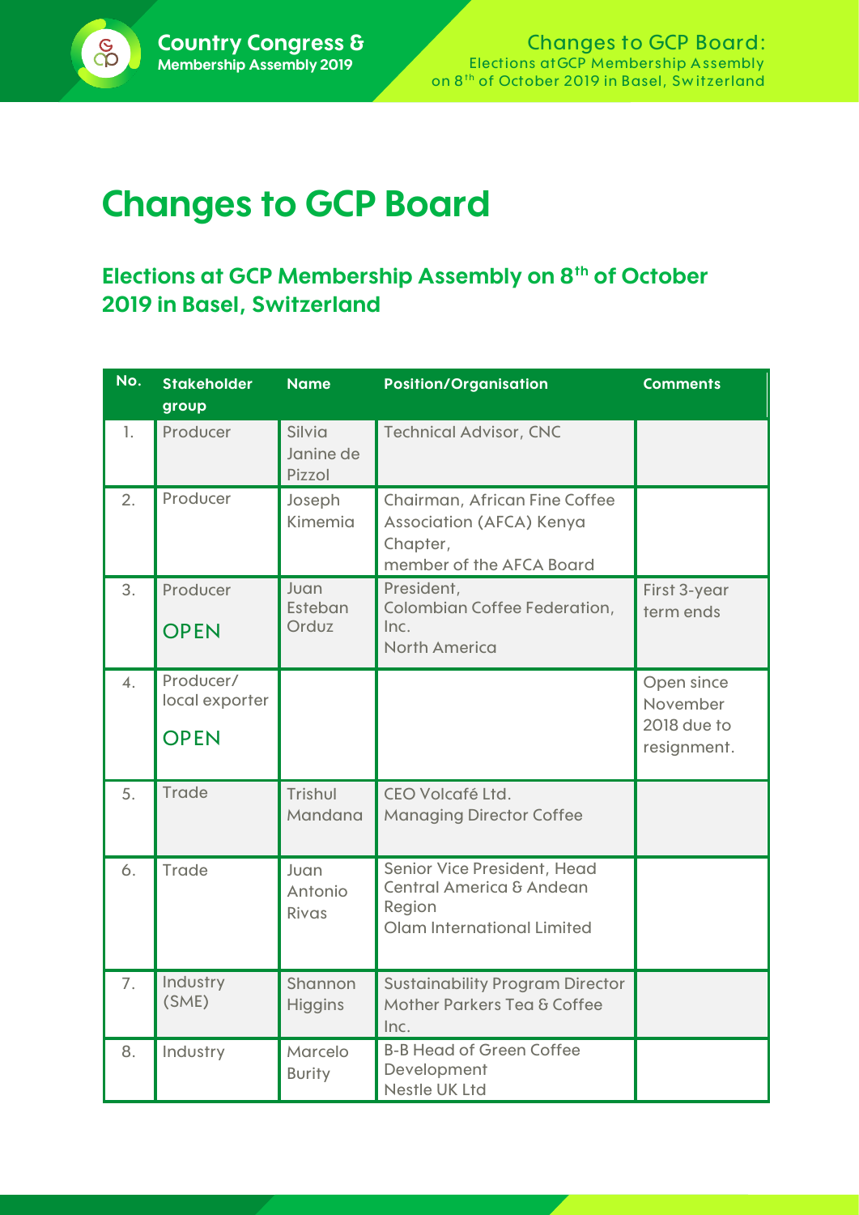# Changes to GCP Board

## Elections at GCP Membership Assembly on 8th of October 2019 in Basel, Switzerland

| No. | Stakeholder group | Name | Position/Organisation | Comments |
|---|---|---|---|---|
| 1. | Producer | Silvia Janine de Pizzol | Technical Advisor, CNC | |
| 2. | Producer | Joseph Kimemia | Chairman, African Fine Coffee Association (AFCA) Kenya Chapter, member of the AFCA Board | |
| 3. | Producer **OPEN** | Juan Esteban Orduz | President, Colombian Coffee Federation, Inc. North America | First 3-year term ends |
| 4. | Producer/ local exporter **OPEN** | | | Open since November 2018 due to resignment. |
| 5. | Trade | Trishul Mandana | CEO Volcafé Ltd. Managing Director Coffee | |
| 6. | Trade | Juan Antonio Rivas | Senior Vice President, Head Central America & Andean Region Olam International Limited | |
| 7. | Industry (SME) | Shannon Higgins | Sustainability Program Director Mother Parkers Tea & Coffee Inc. | |
| 8. | Industry | Marcelo Burity | B-B Head of Green Coffee Development Nestle UK Ltd | |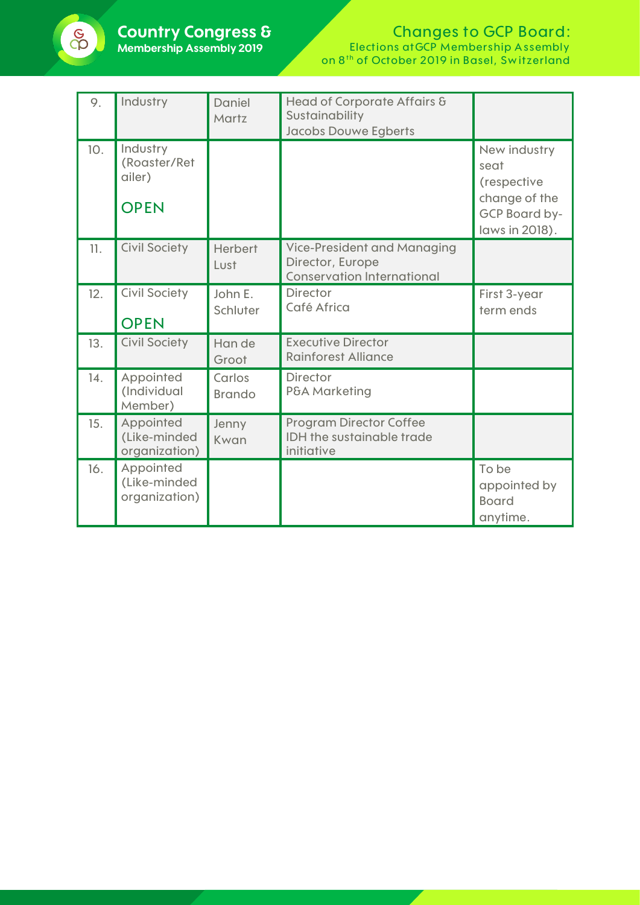| | | | | |
|---|---|---|---|---|
| 9. | Industry | Daniel Martz | Head of Corporate Affairs & Sustainability<br>Jacobs Douwe Egberts | |
| 10. | Industry (Roaster/Retailer)<br><br>**OPEN** | | | New industry seat (respective change of the GCP Board by-laws in 2018). |
| 11. | Civil Society | Herbert Lust | Vice-President and Managing Director, Europe<br>Conservation International | |
| 12. | Civil Society<br><br>**OPEN** | John E. Schluter | Director<br>Café Africa | First 3-year term ends |
| 13. | Civil Society | Han de Groot | Executive Director<br>Rainforest Alliance | |
| 14. | Appointed (Individual Member) | Carlos Brando | Director<br>P&A Marketing | |
| 15. | Appointed (Like-minded organization) | Jenny Kwan | Program Director Coffee<br>IDH the sustainable trade initiative | |
| 16. | Appointed (Like-minded organization) | | | To be appointed by Board anytime. |